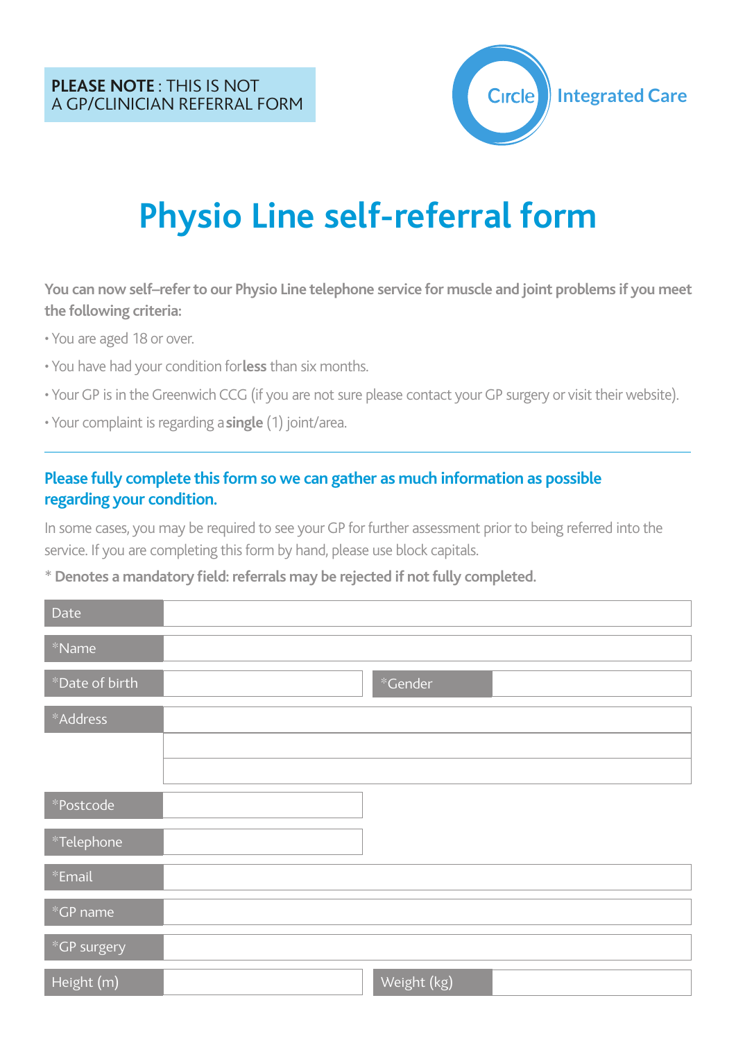**PLEASE NOTE** : THIS IS NOT A GP/CLINICIAN REFERRAL FORM

Circle Integrated Care

# Physio Line self-referral form

**You can now self–refer to our Physio Line telephone service for muscle and joint problems if you meet the following criteria:**

- You are aged 18 or over.
- You have had your condition for **less** than six months.
- Your GP is in the Greenwich CCG (if you are not sure please contact your GP surgery or visit their website).
- Your complaint is regarding a **single** (1) joint/area.

---

**Please fully complete this form so we can gather as much information as possible regarding your condition.**

In some cases, you may be required to see your GP for further assessment prior to being referred into the service. If you are completing this form by hand, please use block capitals.

**\* Denotes a mandatory field: referrals may be rejected if not fully completed.**

| Field | | | |
|---|---|---|---|
| Date | | | |
| *Name | | | |
| *Date of birth | | *Gender | |
| *Address | | | |
| | | | |
| | | | |
| *Postcode | | | |
| *Telephone | | | |
| *Email | | | |
| *GP name | | | |
| *GP surgery | | | |
| Height (m) | | Weight (kg) | |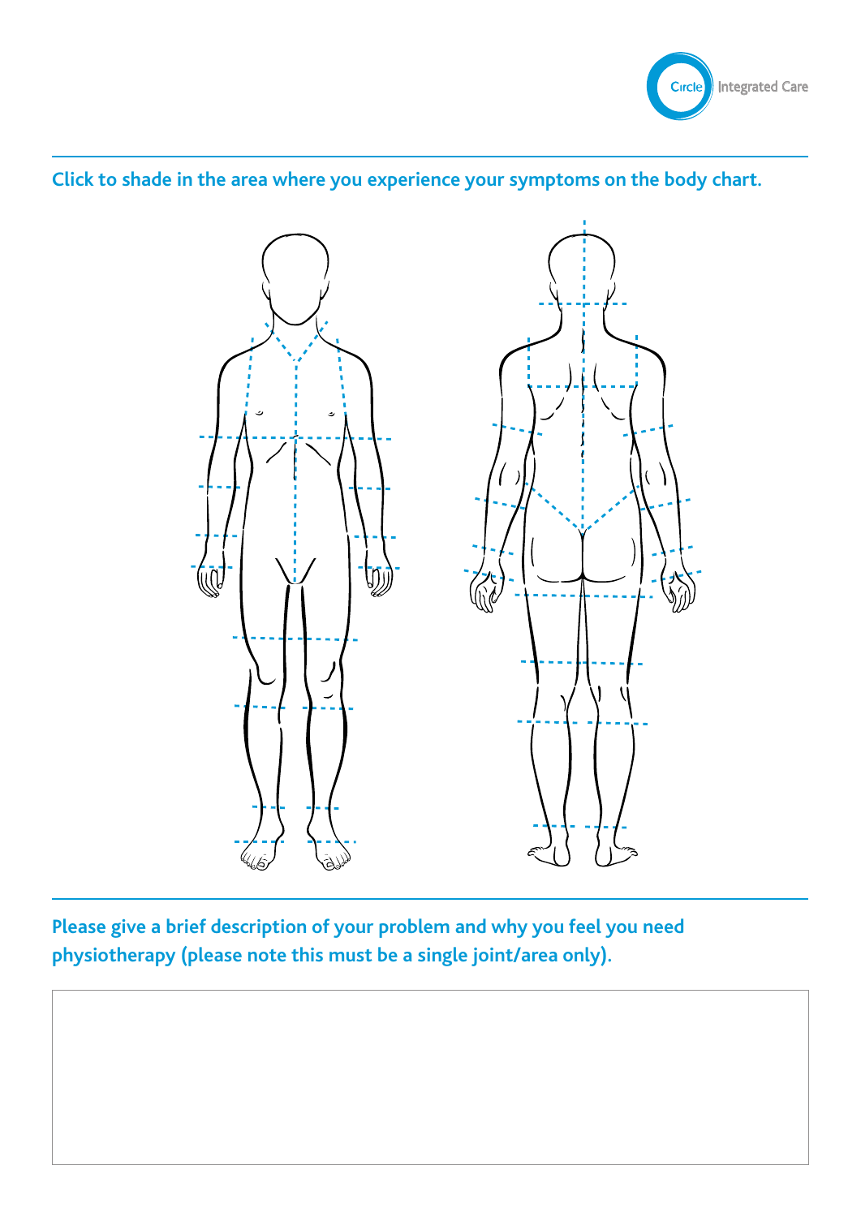Click to shade in the area where you experience your symptoms on the body chart.

Please give a brief description of your problem and why you feel you need physiotherapy (please note this must be a single joint/area only).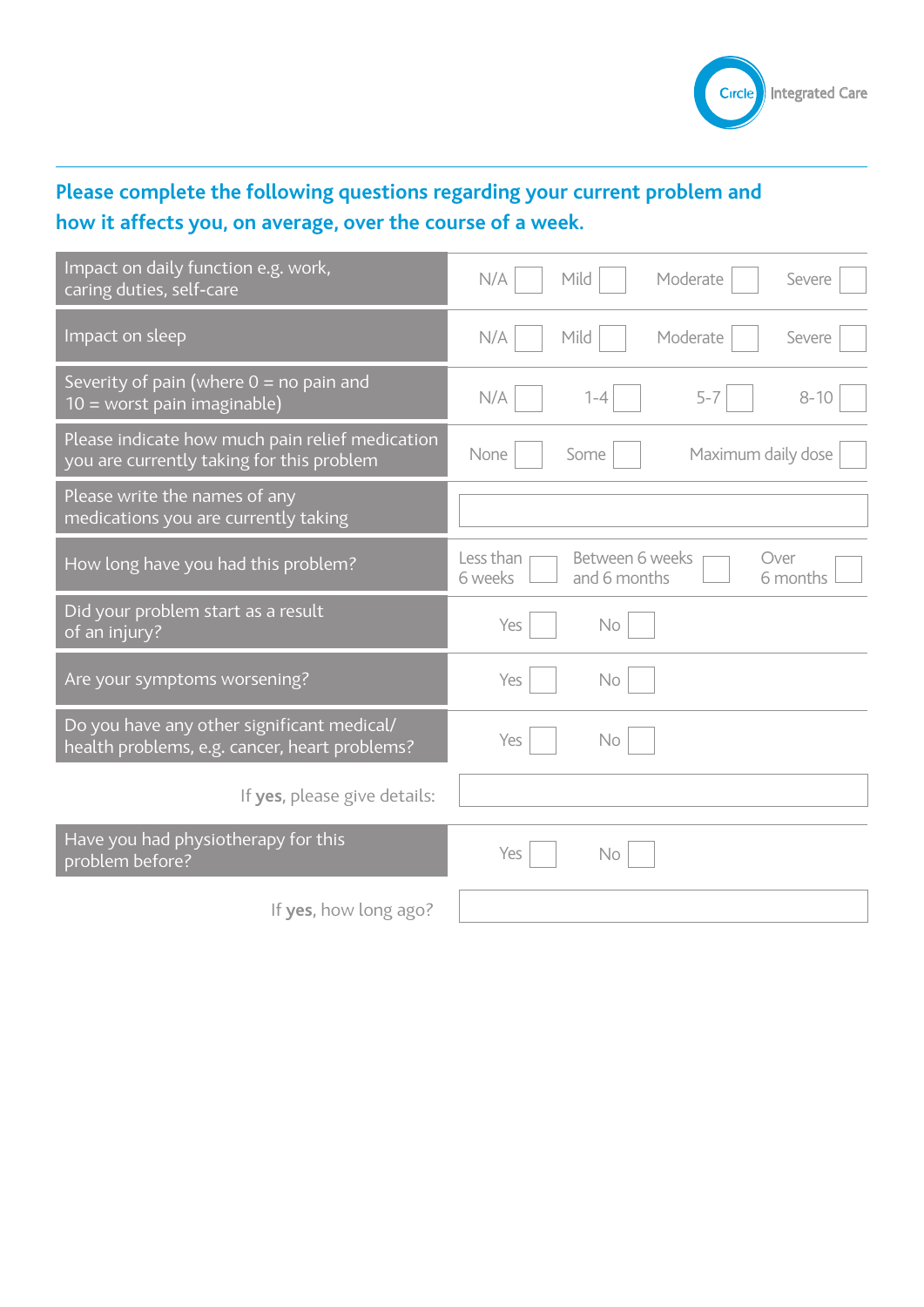Circle Integrated Care

## Please complete the following questions regarding your current problem and how it affects you, on average, over the course of a week.

| Question | | | | |
|---|---|---|---|---|
| Impact on daily function e.g. work, caring duties, self-care | N/A ☐ | Mild ☐ | Moderate ☐ | Severe ☐ |
| Impact on sleep | N/A ☐ | Mild ☐ | Moderate ☐ | Severe ☐ |
| Severity of pain (where 0 = no pain and 10 = worst pain imaginable) | N/A ☐ | 1-4 ☐ | 5-7 ☐ | 8-10 ☐ |
| Please indicate how much pain relief medication you are currently taking for this problem | None ☐ | Some ☐ | Maximum daily dose ☐ | |
| Please write the names of any medications you are currently taking | | | | |
| How long have you had this problem? | Less than 6 weeks ☐ | Between 6 weeks and 6 months ☐ | Over 6 months ☐ | |
| Did your problem start as a result of an injury? | Yes ☐ | No ☐ | | |
| Are your symptoms worsening? | Yes ☐ | No ☐ | | |
| Do you have any other significant medical/ health problems, e.g. cancer, heart problems? | Yes ☐ | No ☐ | | |
| If **yes**, please give details: | | | | |
| Have you had physiotherapy for this problem before? | Yes ☐ | No ☐ | | |
| If **yes**, how long ago? | | | | |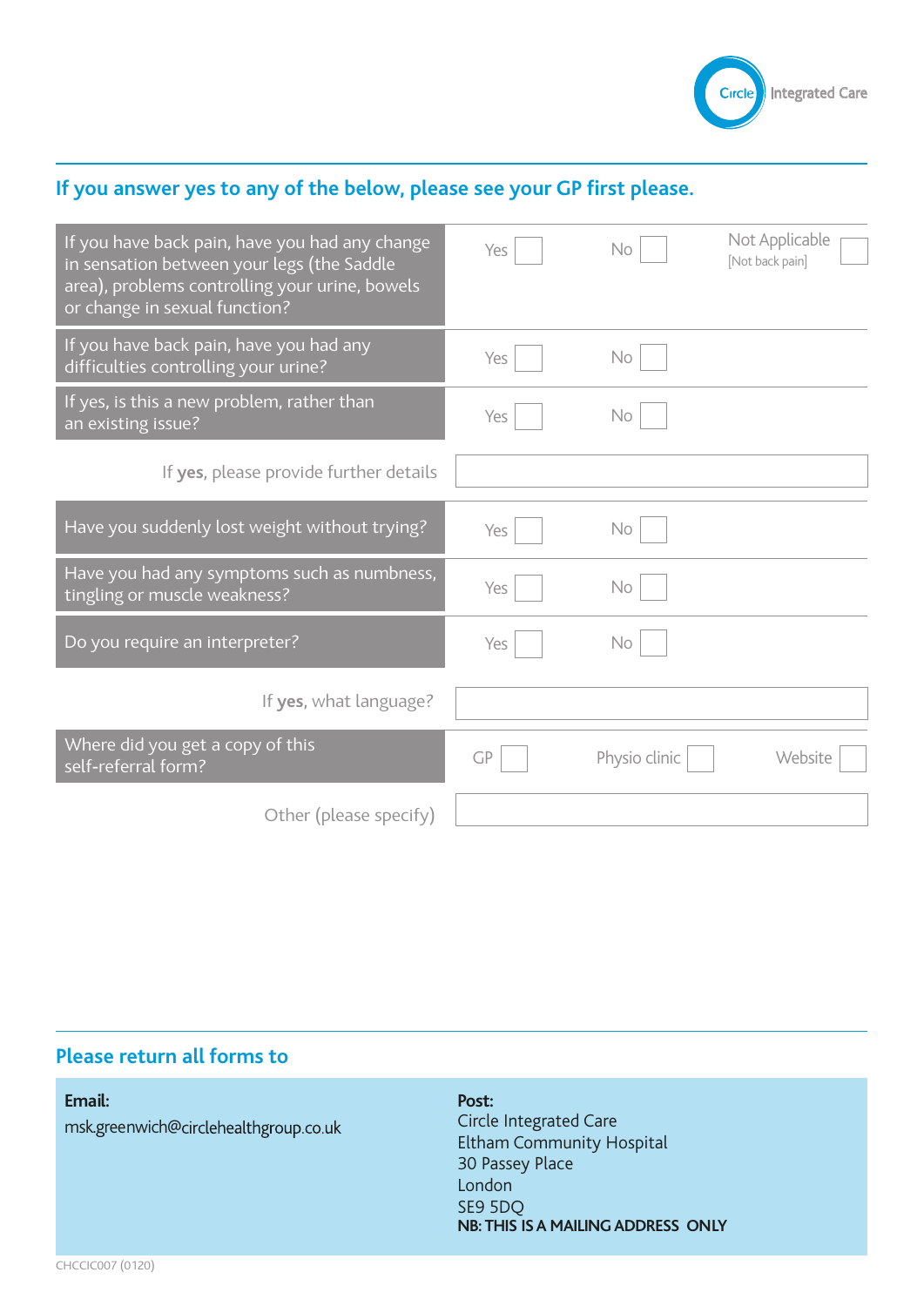Circle Integrated Care

## If you answer yes to any of the below, please see your GP first please.

| | | | |
|---|---|---|---|
| If you have back pain, have you had any change in sensation between your legs (the Saddle area), problems controlling your urine, bowels or change in sexual function? | Yes ☐ | No ☐ | Not Applicable [Not back pain] ☐ |
| If you have back pain, have you had any difficulties controlling your urine? | Yes ☐ | No ☐ | |
| If yes, is this a new problem, rather than an existing issue? | Yes ☐ | No ☐ | |
| If **yes**, please provide further details | | | |
| Have you suddenly lost weight without trying? | Yes ☐ | No ☐ | |
| Have you had any symptoms such as numbness, tingling or muscle weakness? | Yes ☐ | No ☐ | |
| Do you require an interpreter? | Yes ☐ | No ☐ | |
| If **yes**, what language? | | | |
| Where did you get a copy of this self-referral form? | GP ☐ | Physio clinic ☐ | Website ☐ |
| Other (please specify) | | | |

## Please return all forms to

**Email:**
msk.greenwich@circlehealthgroup.co.uk

**Post:**
Circle Integrated Care
Eltham Community Hospital
30 Passey Place
London
SE9 5DQ
**NB: THIS IS A MAILING ADDRESS ONLY**

CHCCIC007 (0120)